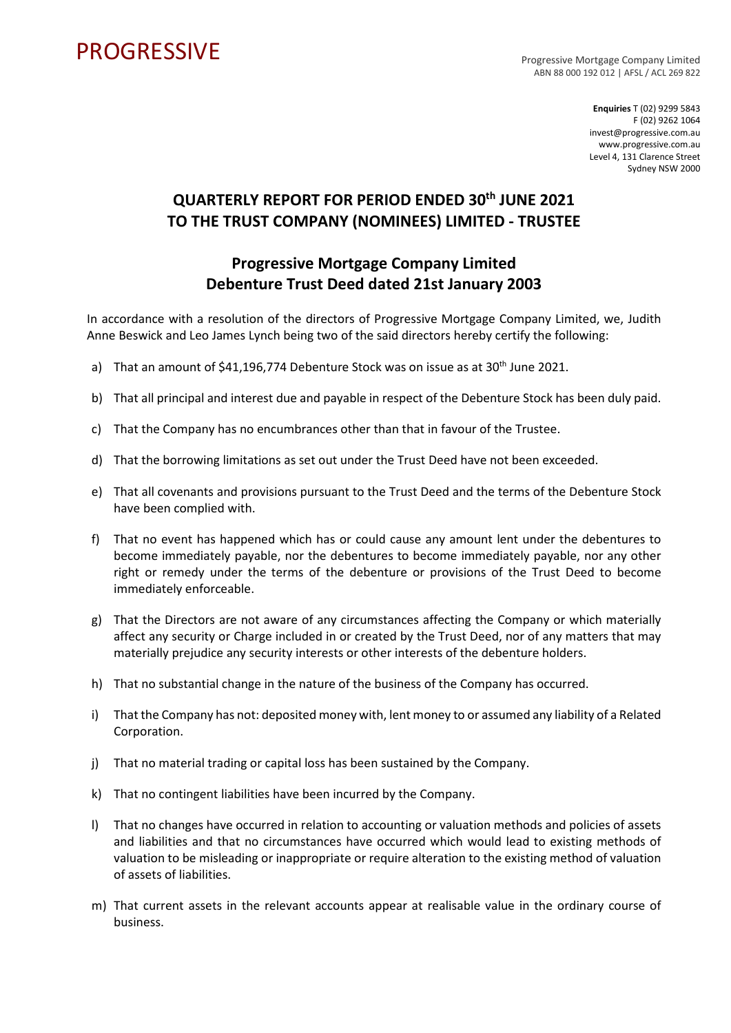PROGRESSIVE

Progressive Mortgage Company Limited
ABN 88 000 192 012 | AFSL / ACL 269 822

**Enquiries** T (02) 9299 5843
F (02) 9262 1064
invest@progressive.com.au
www.progressive.com.au
Level 4, 131 Clarence Street
Sydney NSW 2000

# QUARTERLY REPORT FOR PERIOD ENDED 30th JUNE 2021 TO THE TRUST COMPANY (NOMINEES) LIMITED - TRUSTEE

## Progressive Mortgage Company Limited
## Debenture Trust Deed dated 21st January 2003

In accordance with a resolution of the directors of Progressive Mortgage Company Limited, we, Judith Anne Beswick and Leo James Lynch being two of the said directors hereby certify the following:

a) That an amount of $41,196,774 Debenture Stock was on issue as at 30th June 2021.

b) That all principal and interest due and payable in respect of the Debenture Stock has been duly paid.

c) That the Company has no encumbrances other than that in favour of the Trustee.

d) That the borrowing limitations as set out under the Trust Deed have not been exceeded.

e) That all covenants and provisions pursuant to the Trust Deed and the terms of the Debenture Stock have been complied with.

f) That no event has happened which has or could cause any amount lent under the debentures to become immediately payable, nor the debentures to become immediately payable, nor any other right or remedy under the terms of the debenture or provisions of the Trust Deed to become immediately enforceable.

g) That the Directors are not aware of any circumstances affecting the Company or which materially affect any security or Charge included in or created by the Trust Deed, nor of any matters that may materially prejudice any security interests or other interests of the debenture holders.

h) That no substantial change in the nature of the business of the Company has occurred.

i) That the Company has not: deposited money with, lent money to or assumed any liability of a Related Corporation.

j) That no material trading or capital loss has been sustained by the Company.

k) That no contingent liabilities have been incurred by the Company.

l) That no changes have occurred in relation to accounting or valuation methods and policies of assets and liabilities and that no circumstances have occurred which would lead to existing methods of valuation to be misleading or inappropriate or require alteration to the existing method of valuation of assets of liabilities.

m) That current assets in the relevant accounts appear at realisable value in the ordinary course of business.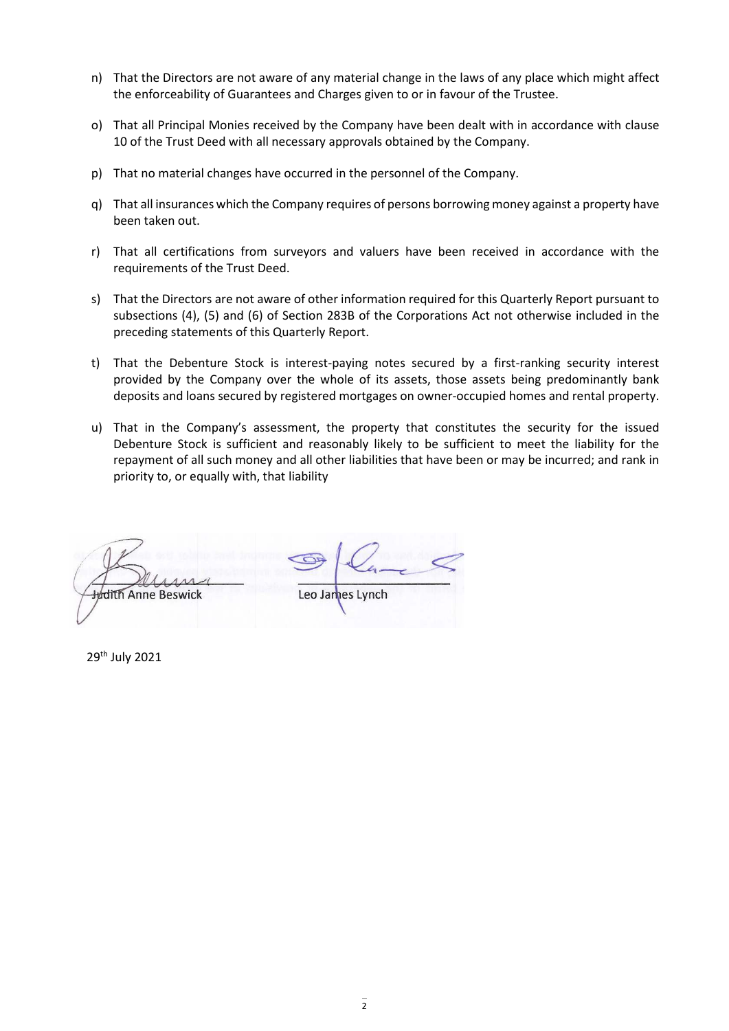n) That the Directors are not aware of any material change in the laws of any place which might affect the enforceability of Guarantees and Charges given to or in favour of the Trustee.

o) That all Principal Monies received by the Company have been dealt with in accordance with clause 10 of the Trust Deed with all necessary approvals obtained by the Company.

p) That no material changes have occurred in the personnel of the Company.

q) That all insurances which the Company requires of persons borrowing money against a property have been taken out.

r) That all certifications from surveyors and valuers have been received in accordance with the requirements of the Trust Deed.

s) That the Directors are not aware of other information required for this Quarterly Report pursuant to subsections (4), (5) and (6) of Section 283B of the Corporations Act not otherwise included in the preceding statements of this Quarterly Report.

t) That the Debenture Stock is interest-paying notes secured by a first-ranking security interest provided by the Company over the whole of its assets, those assets being predominantly bank deposits and loans secured by registered mortgages on owner-occupied homes and rental property.

u) That in the Company's assessment, the property that constitutes the security for the issued Debenture Stock is sufficient and reasonably likely to be sufficient to meet the liability for the repayment of all such money and all other liabilities that have been or may be incurred; and rank in priority to, or equally with, that liability

Judith Anne Beswick

Leo James Lynch

29th July 2021